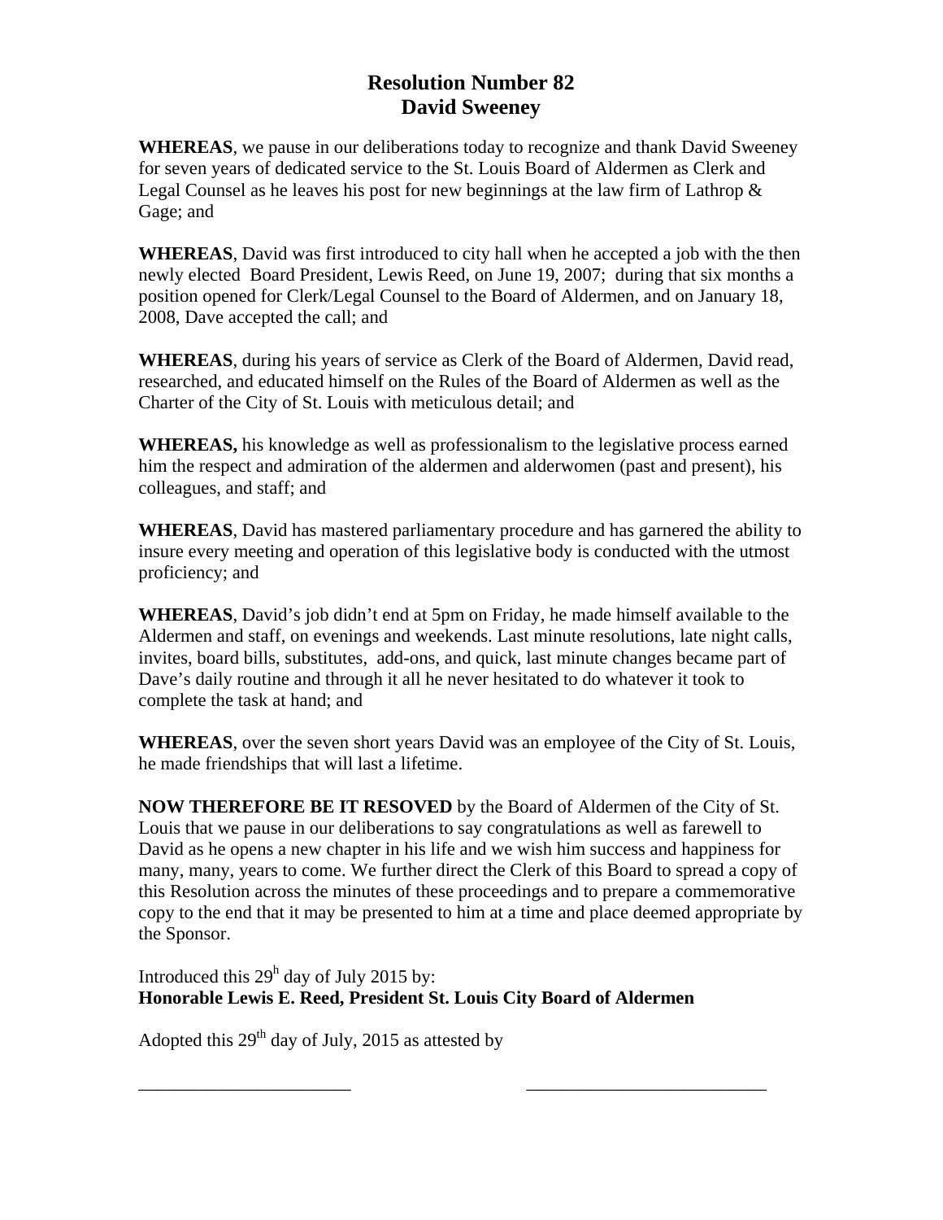# Resolution Number 82
# David Sweeney

**WHEREAS**, we pause in our deliberations today to recognize and thank David Sweeney for seven years of dedicated service to the St. Louis Board of Aldermen as Clerk and Legal Counsel as he leaves his post for new beginnings at the law firm of Lathrop & Gage; and

**WHEREAS**, David was first introduced to city hall when he accepted a job with the then newly elected Board President, Lewis Reed, on June 19, 2007; during that six months a position opened for Clerk/Legal Counsel to the Board of Aldermen, and on January 18, 2008, Dave accepted the call; and

**WHEREAS**, during his years of service as Clerk of the Board of Aldermen, David read, researched, and educated himself on the Rules of the Board of Aldermen as well as the Charter of the City of St. Louis with meticulous detail; and

**WHEREAS,** his knowledge as well as professionalism to the legislative process earned him the respect and admiration of the aldermen and alderwomen (past and present), his colleagues, and staff; and

**WHEREAS**, David has mastered parliamentary procedure and has garnered the ability to insure every meeting and operation of this legislative body is conducted with the utmost proficiency; and

**WHEREAS**, David's job didn't end at 5pm on Friday, he made himself available to the Aldermen and staff, on evenings and weekends. Last minute resolutions, late night calls, invites, board bills, substitutes, add-ons, and quick, last minute changes became part of Dave's daily routine and through it all he never hesitated to do whatever it took to complete the task at hand; and

**WHEREAS**, over the seven short years David was an employee of the City of St. Louis, he made friendships that will last a lifetime.

**NOW THEREFORE BE IT RESOVED** by the Board of Aldermen of the City of St. Louis that we pause in our deliberations to say congratulations as well as farewell to David as he opens a new chapter in his life and we wish him success and happiness for many, many, years to come. We further direct the Clerk of this Board to spread a copy of this Resolution across the minutes of these proceedings and to prepare a commemorative copy to the end that it may be presented to him at a time and place deemed appropriate by the Sponsor.

Introduced this 29h day of July 2015 by:
**Honorable Lewis E. Reed, President St. Louis City Board of Aldermen**

Adopted this 29th day of July, 2015 as attested by

_______________________ _________________________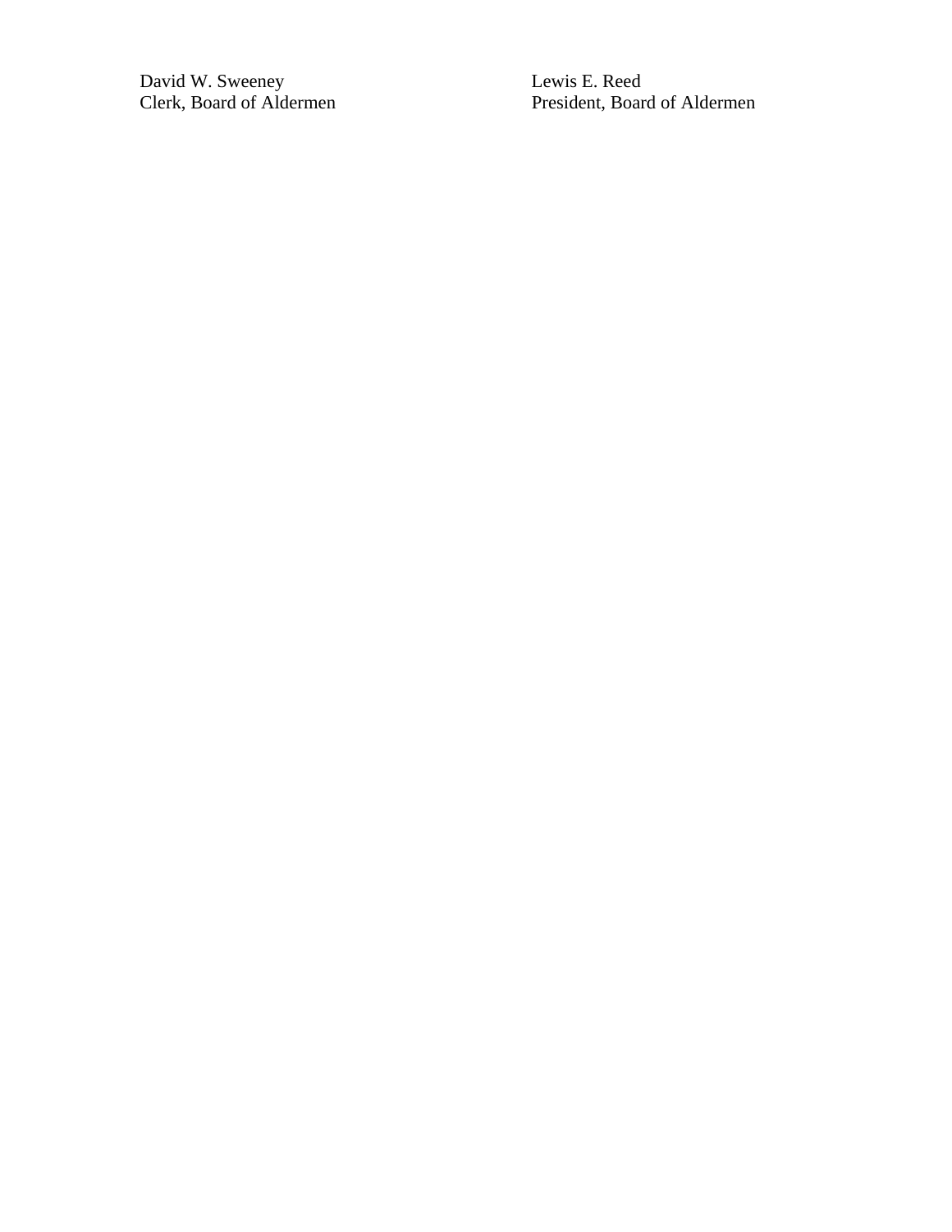David W. Sweeney
Clerk, Board of Aldermen

Lewis E. Reed
President, Board of Aldermen